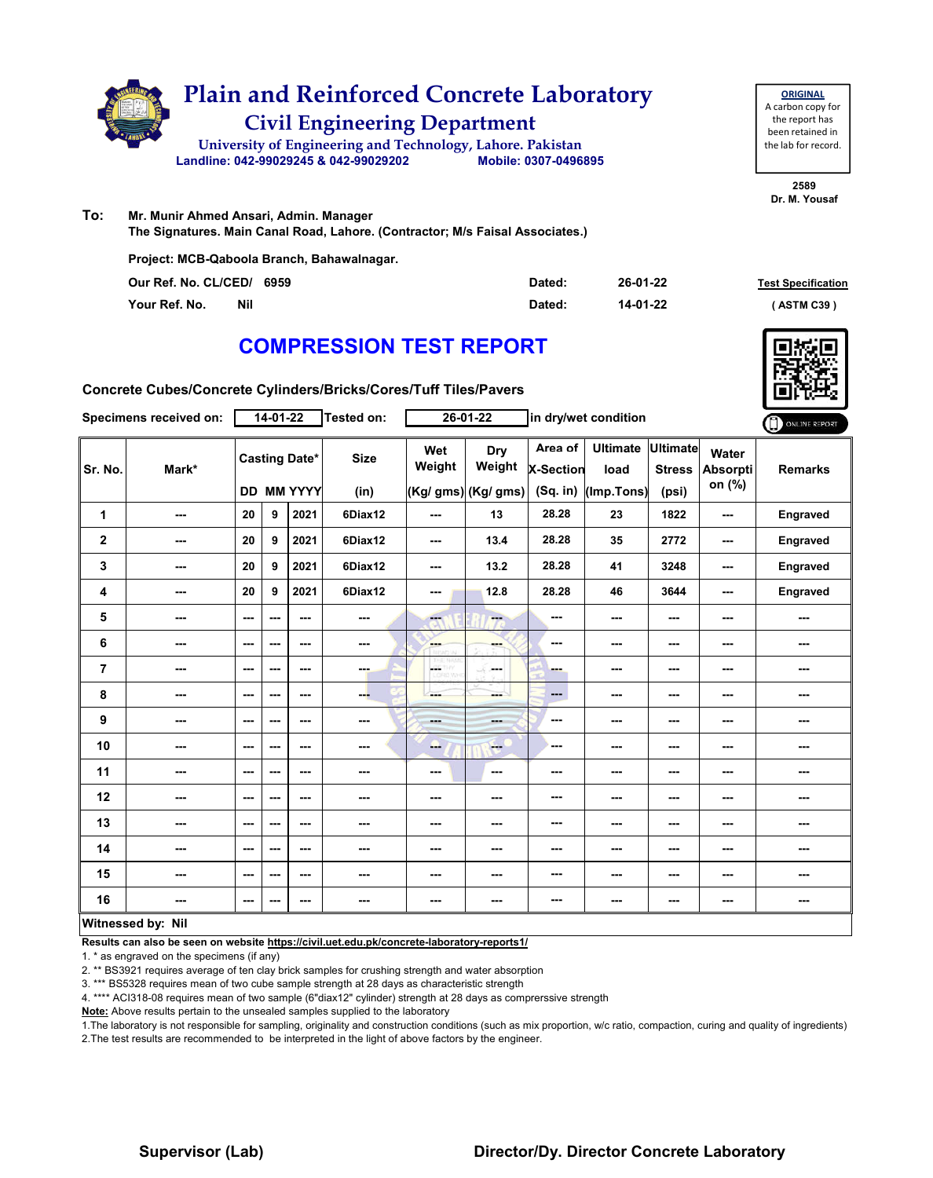# Plain and Reinforced Concrete Laboratory

## Civil Engineering Department

University of Engineering and Technology, Lahore. Pakistan

Landline: 042-99029245 & 042-99029202 Mobile: 0307-0496895

**ORIGINAL**
A carbon copy for the report has been retained in the lab for record.

2589
Dr. M. Yousaf

**To:** Mr. Munir Ahmed Ansari, Admin. Manager
The Signatures. Main Canal Road, Lahore. (Contractor; M/s Faisal Associates.)

Project: MCB-Qaboola Branch, Bahawalnagar.

Our Ref. No. CL/CED/ 6959 Dated: 26-01-22

Your Ref. No. Nil Dated: 14-01-22

**Test Specification** ( ASTM C39 )

## COMPRESSION TEST REPORT

Concrete Cubes/Concrete Cylinders/Bricks/Cores/Tuff Tiles/Pavers

Specimens received on: 14-01-22 Tested on: 26-01-22 in dry/wet condition

ONLINE REPORT

| Sr. No. | Mark* | Casting Date* DD | MM | YYYY | Size (in) | Wet Weight (Kg/ gms) | Dry Weight (Kg/ gms) | Area of X-Section (Sq. in) | Ultimate load (Imp.Tons) | Ultimate Stress (psi) | Water Absorption (%) | Remarks |
|---|---|---|---|---|---|---|---|---|---|---|---|---|
| 1 | --- | 20 | 9 | 2021 | 6Diax12 | --- | 13 | 28.28 | 23 | 1822 | --- | Engraved |
| 2 | --- | 20 | 9 | 2021 | 6Diax12 | --- | 13.4 | 28.28 | 35 | 2772 | --- | Engraved |
| 3 | --- | 20 | 9 | 2021 | 6Diax12 | --- | 13.2 | 28.28 | 41 | 3248 | --- | Engraved |
| 4 | --- | 20 | 9 | 2021 | 6Diax12 | --- | 12.8 | 28.28 | 46 | 3644 | --- | Engraved |
| 5 | --- | --- | --- | --- | --- | --- | --- | --- | --- | --- | --- | --- |
| 6 | --- | --- | --- | --- | --- | --- | --- | --- | --- | --- | --- | --- |
| 7 | --- | --- | --- | --- | --- | --- | --- | --- | --- | --- | --- | --- |
| 8 | --- | --- | --- | --- | --- | --- | --- | --- | --- | --- | --- | --- |
| 9 | --- | --- | --- | --- | --- | --- | --- | --- | --- | --- | --- | --- |
| 10 | --- | --- | --- | --- | --- | --- | --- | --- | --- | --- | --- | --- |
| 11 | --- | --- | --- | --- | --- | --- | --- | --- | --- | --- | --- | --- |
| 12 | --- | --- | --- | --- | --- | --- | --- | --- | --- | --- | --- | --- |
| 13 | --- | --- | --- | --- | --- | --- | --- | --- | --- | --- | --- | --- |
| 14 | --- | --- | --- | --- | --- | --- | --- | --- | --- | --- | --- | --- |
| 15 | --- | --- | --- | --- | --- | --- | --- | --- | --- | --- | --- | --- |
| 16 | --- | --- | --- | --- | --- | --- | --- | --- | --- | --- | --- | --- |

**Witnessed by: Nil**

**Results can also be seen on website https://civil.uet.edu.pk/concrete-laboratory-reports1/**

1. * as engraved on the specimens (if any)
2. ** BS3921 requires average of ten clay brick samples for crushing strength and water absorption
3. *** BS5328 requires mean of two cube sample strength at 28 days as characteristic strength
4. **** ACI318-08 requires mean of two sample (6"diax12" cylinder) strength at 28 days as comprerssive strength

**Note:** Above results pertain to the unsealed samples supplied to the laboratory

1.The laboratory is not responsible for sampling, originality and construction conditions (such as mix proportion, w/c ratio, compaction, curing and quality of ingredients)
2.The test results are recommended to be interpreted in the light of above factors by the engineer.

**Supervisor (Lab)** **Director/Dy. Director Concrete Laboratory**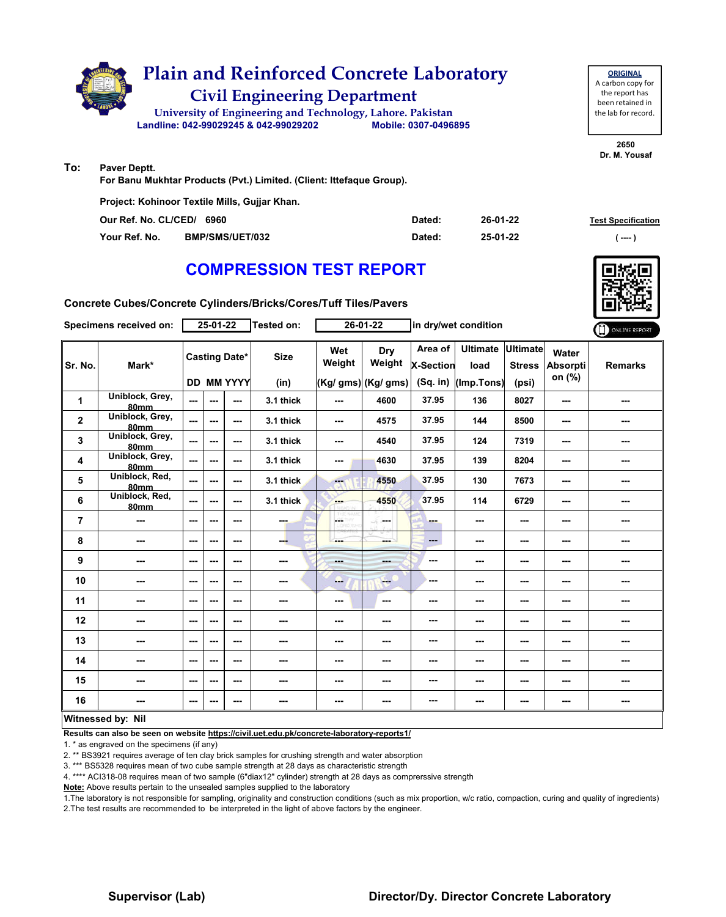# Plain and Reinforced Concrete Laboratory

## Civil Engineering Department

University of Engineering and Technology, Lahore. Pakistan

Landline: 042-99029245 & 042-99029202 Mobile: 0307-0496895

**ORIGINAL**
A carbon copy for the report has been retained in the lab for record.

2650
Dr. M. Yousaf

**To:** Paver Deptt.
For Banu Mukhtar Products (Pvt.) Limited. (Client: Ittefaque Group).

Project: Kohinoor Textile Mills, Gujjar Khan.

Our Ref. No. CL/CED/ 6960 Dated: 26-01-22

Your Ref. No. BMP/SMS/UET/032 Dated: 25-01-22

Test Specification
( ---- )

# COMPRESSION TEST REPORT

**Concrete Cubes/Concrete Cylinders/Bricks/Cores/Tuff Tiles/Pavers**

Specimens received on: 25-01-22 Tested on: 26-01-22 in dry/wet condition

| Sr. No. | Mark* | Casting Date* | | | Size | Wet Weight | Dry Weight | Area of X-Section | Ultimate load | Ultimate Stress | Water Absorption (%) | Remarks |
|---|---|---|---|---|---|---|---|---|---|---|---|---|
| | | DD | MM | YYYY | (in) | (Kg/ gms) | (Kg/ gms) | (Sq. in) | (Imp.Tons) | (psi) | | |
| 1 | Uniblock, Grey, 80mm | --- | --- | --- | 3.1 thick | --- | 4600 | 37.95 | 136 | 8027 | --- | --- |
| 2 | Uniblock, Grey, 80mm | --- | --- | --- | 3.1 thick | --- | 4575 | 37.95 | 144 | 8500 | --- | --- |
| 3 | Uniblock, Grey, 80mm | --- | --- | --- | 3.1 thick | --- | 4540 | 37.95 | 124 | 7319 | --- | --- |
| 4 | Uniblock, Grey, 80mm | --- | --- | --- | 3.1 thick | --- | 4630 | 37.95 | 139 | 8204 | --- | --- |
| 5 | Uniblock, Red, 80mm | --- | --- | --- | 3.1 thick | --- | 4550 | 37.95 | 130 | 7673 | --- | --- |
| 6 | Uniblock, Red, 80mm | --- | --- | --- | 3.1 thick | --- | 4550 | 37.95 | 114 | 6729 | --- | --- |
| 7 | --- | --- | --- | --- | --- | --- | --- | --- | --- | --- | --- | --- |
| 8 | --- | --- | --- | --- | --- | --- | --- | --- | --- | --- | --- | --- |
| 9 | --- | --- | --- | --- | --- | --- | --- | --- | --- | --- | --- | --- |
| 10 | --- | --- | --- | --- | --- | --- | --- | --- | --- | --- | --- | --- |
| 11 | --- | --- | --- | --- | --- | --- | --- | --- | --- | --- | --- | --- |
| 12 | --- | --- | --- | --- | --- | --- | --- | --- | --- | --- | --- | --- |
| 13 | --- | --- | --- | --- | --- | --- | --- | --- | --- | --- | --- | --- |
| 14 | --- | --- | --- | --- | --- | --- | --- | --- | --- | --- | --- | --- |
| 15 | --- | --- | --- | --- | --- | --- | --- | --- | --- | --- | --- | --- |
| 16 | --- | --- | --- | --- | --- | --- | --- | --- | --- | --- | --- | --- |

**Witnessed by: Nil**

**Results can also be seen on website https://civil.uet.edu.pk/concrete-laboratory-reports1/**

1. * as engraved on the specimens (if any)
2. ** BS3921 requires average of ten clay brick samples for crushing strength and water absorption
3. *** BS5328 requires mean of two cube sample strength at 28 days as characteristic strength
4. **** ACI318-08 requires mean of two sample (6"diax12" cylinder) strength at 28 days as comprerssive strength

**Note:** Above results pertain to the unsealed samples supplied to the laboratory

1. The laboratory is not responsible for sampling, originality and construction conditions (such as mix proportion, w/c ratio, compaction, curing and quality of ingredients)
2. The test results are recommended to be interpreted in the light of above factors by the engineer.

**Supervisor (Lab)** **Director/Dy. Director Concrete Laboratory**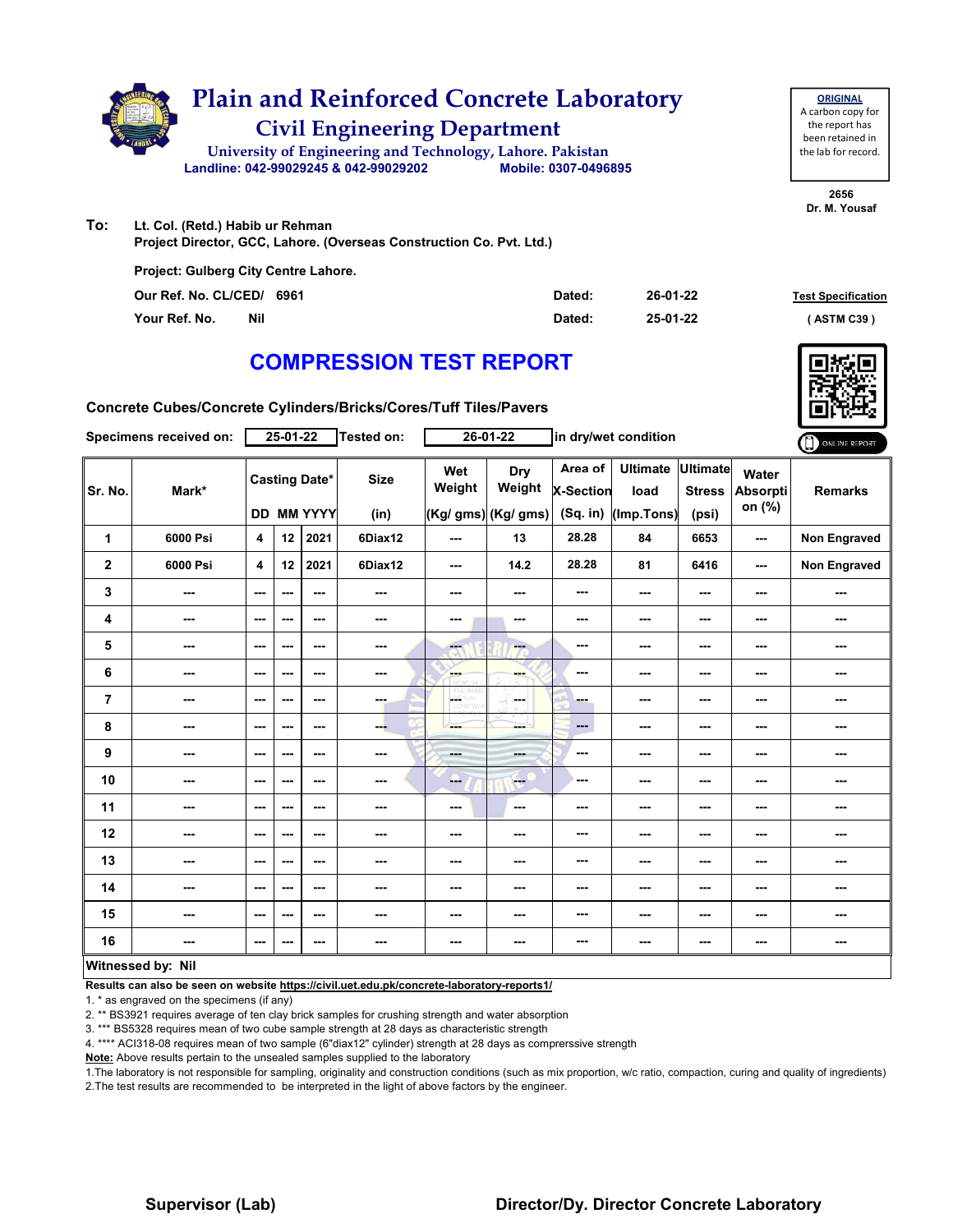# Plain and Reinforced Concrete Laboratory

## Civil Engineering Department

University of Engineering and Technology, Lahore. Pakistan

Landline: 042-99029245 & 042-99029202 Mobile: 0307-0496895

**ORIGINAL**
A carbon copy for the report has been retained in the lab for record.

2656
Dr. M. Yousaf

**To:** Lt. Col. (Retd.) Habib ur Rehman
Project Director, GCC, Lahore. (Overseas Construction Co. Pvt. Ltd.)

Project: Gulberg City Centre Lahore.

Our Ref. No. CL/CED/ 6961 Dated: 26-01-22

Your Ref. No. Nil Dated: 25-01-22

Test Specification ( ASTM C39 )

# COMPRESSION TEST REPORT

Concrete Cubes/Concrete Cylinders/Bricks/Cores/Tuff Tiles/Pavers

Specimens received on: 25-01-22 Tested on: 26-01-22 in dry/wet condition

ONLINE REPORT

| Sr. No. | Mark* | Casting Date* | | | Size | Wet Weight | Dry Weight | Area of X-Section | Ultimate load | Ultimate Stress | Water Absorption (%) | Remarks |
|---|---|---|---|---|---|---|---|---|---|---|---|---|
| | | DD | MM | YYYY | (in) | (Kg/ gms) | (Kg/ gms) | (Sq. in) | (Imp.Tons) | (psi) | | |
| 1 | 6000 Psi | 4 | 12 | 2021 | 6Diax12 | --- | 13 | 28.28 | 84 | 6653 | --- | Non Engraved |
| 2 | 6000 Psi | 4 | 12 | 2021 | 6Diax12 | --- | 14.2 | 28.28 | 81 | 6416 | --- | Non Engraved |
| 3 | --- | --- | --- | --- | --- | --- | --- | --- | --- | --- | --- | --- |
| 4 | --- | --- | --- | --- | --- | --- | --- | --- | --- | --- | --- | --- |
| 5 | --- | --- | --- | --- | --- | --- | --- | --- | --- | --- | --- | --- |
| 6 | --- | --- | --- | --- | --- | --- | --- | --- | --- | --- | --- | --- |
| 7 | --- | --- | --- | --- | --- | --- | --- | --- | --- | --- | --- | --- |
| 8 | --- | --- | --- | --- | --- | --- | --- | --- | --- | --- | --- | --- |
| 9 | --- | --- | --- | --- | --- | --- | --- | --- | --- | --- | --- | --- |
| 10 | --- | --- | --- | --- | --- | --- | --- | --- | --- | --- | --- | --- |
| 11 | --- | --- | --- | --- | --- | --- | --- | --- | --- | --- | --- | --- |
| 12 | --- | --- | --- | --- | --- | --- | --- | --- | --- | --- | --- | --- |
| 13 | --- | --- | --- | --- | --- | --- | --- | --- | --- | --- | --- | --- |
| 14 | --- | --- | --- | --- | --- | --- | --- | --- | --- | --- | --- | --- |
| 15 | --- | --- | --- | --- | --- | --- | --- | --- | --- | --- | --- | --- |
| 16 | --- | --- | --- | --- | --- | --- | --- | --- | --- | --- | --- | --- |

**Witnessed by: Nil**

**Results can also be seen on website https://civil.uet.edu.pk/concrete-laboratory-reports1/**

1. * as engraved on the specimens (if any)
2. ** BS3921 requires average of ten clay brick samples for crushing strength and water absorption
3. *** BS5328 requires mean of two cube sample strength at 28 days as characteristic strength
4. **** ACI318-08 requires mean of two sample (6"diax12" cylinder) strength at 28 days as comprerssive strength

**Note:** Above results pertain to the unsealed samples supplied to the laboratory

1.The laboratory is not responsible for sampling, originality and construction conditions (such as mix proportion, w/c ratio, compaction, curing and quality of ingredients)
2.The test results are recommended to be interpreted in the light of above factors by the engineer.

**Supervisor (Lab)** **Director/Dy. Director Concrete Laboratory**